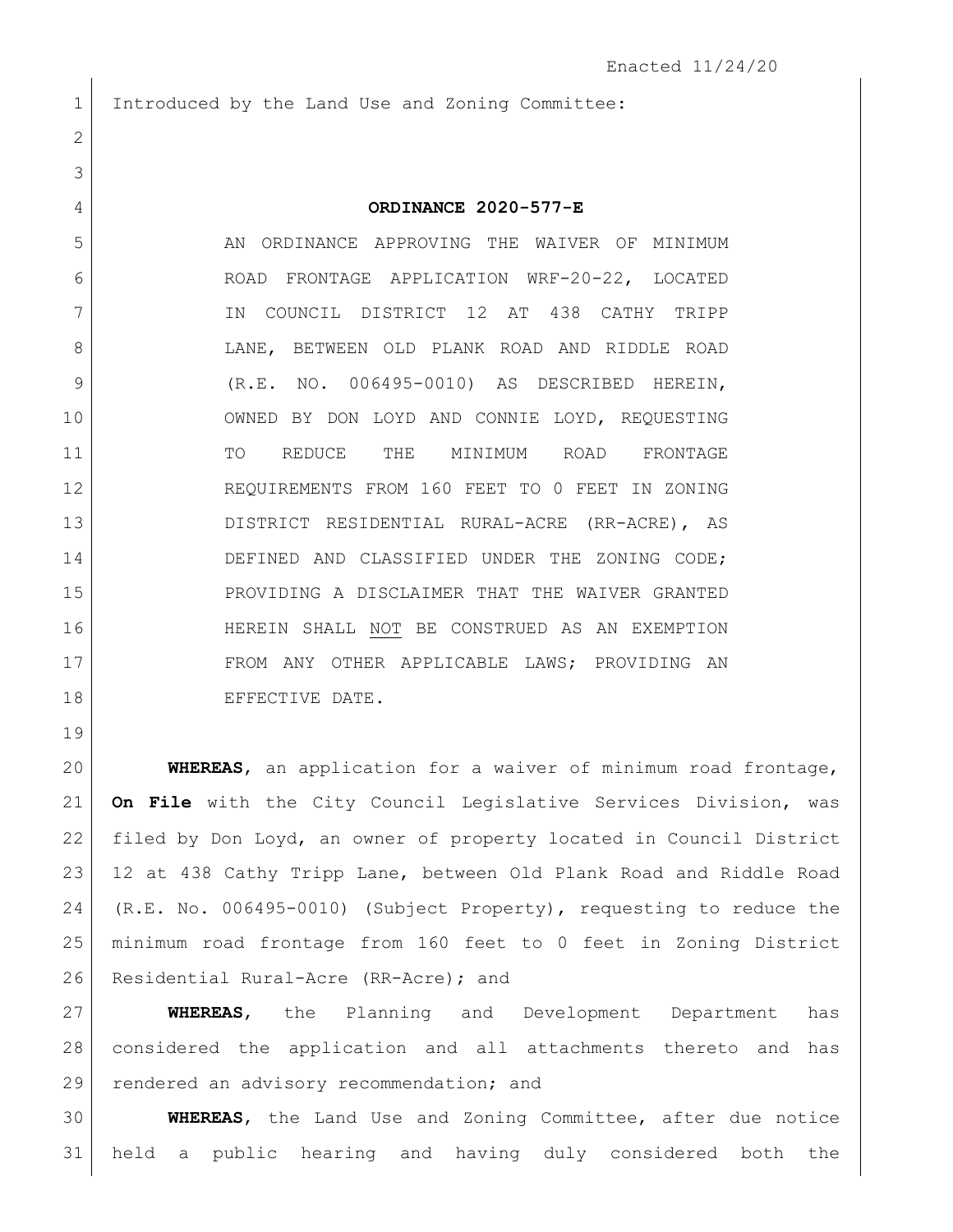Enacted 11/24/20

Introduced by the Land Use and Zoning Committee:

**ORDINANCE 2020-577-E**

AN ORDINANCE APPROVING THE WAIVER OF MINIMUM ROAD FRONTAGE APPLICATION WRF-20-22, LOCATED IN COUNCIL DISTRICT 12 AT 438 CATHY TRIPP LANE, BETWEEN OLD PLANK ROAD AND RIDDLE ROAD (R.E. NO. 006495-0010) AS DESCRIBED HEREIN, OWNED BY DON LOYD AND CONNIE LOYD, REQUESTING TO REDUCE THE MINIMUM ROAD FRONTAGE REQUIREMENTS FROM 160 FEET TO 0 FEET IN ZONING DISTRICT RESIDENTIAL RURAL-ACRE (RR-ACRE), AS DEFINED AND CLASSIFIED UNDER THE ZONING CODE; PROVIDING A DISCLAIMER THAT THE WAIVER GRANTED HEREIN SHALL NOT BE CONSTRUED AS AN EXEMPTION FROM ANY OTHER APPLICABLE LAWS; PROVIDING AN EFFECTIVE DATE.

**WHEREAS**, an application for a waiver of minimum road frontage, **On File** with the City Council Legislative Services Division, was filed by Don Loyd, an owner of property located in Council District 12 at 438 Cathy Tripp Lane, between Old Plank Road and Riddle Road (R.E. No. 006495-0010) (Subject Property), requesting to reduce the minimum road frontage from 160 feet to 0 feet in Zoning District Residential Rural-Acre (RR-Acre); and

**WHEREAS**, the Planning and Development Department has considered the application and all attachments thereto and has rendered an advisory recommendation; and

**WHEREAS**, the Land Use and Zoning Committee, after due notice held a public hearing and having duly considered both the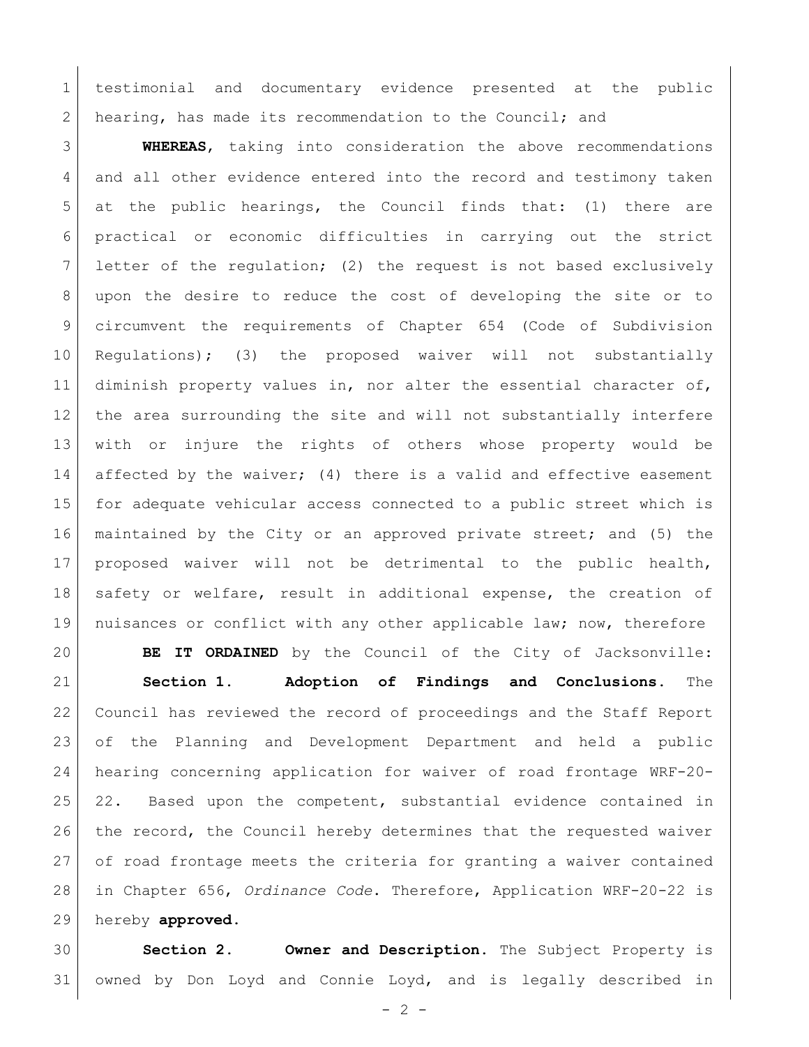testimonial and documentary evidence presented at the public hearing, has made its recommendation to the Council; and

**WHEREAS**, taking into consideration the above recommendations and all other evidence entered into the record and testimony taken at the public hearings, the Council finds that: (1) there are practical or economic difficulties in carrying out the strict letter of the regulation; (2) the request is not based exclusively upon the desire to reduce the cost of developing the site or to circumvent the requirements of Chapter 654 (Code of Subdivision Regulations); (3) the proposed waiver will not substantially diminish property values in, nor alter the essential character of, the area surrounding the site and will not substantially interfere with or injure the rights of others whose property would be affected by the waiver; (4) there is a valid and effective easement for adequate vehicular access connected to a public street which is maintained by the City or an approved private street; and (5) the proposed waiver will not be detrimental to the public health, safety or welfare, result in additional expense, the creation of nuisances or conflict with any other applicable law; now, therefore

**BE IT ORDAINED** by the Council of the City of Jacksonville:

**Section 1. Adoption of Findings and Conclusions.** The Council has reviewed the record of proceedings and the Staff Report of the Planning and Development Department and held a public hearing concerning application for waiver of road frontage WRF-20-22. Based upon the competent, substantial evidence contained in the record, the Council hereby determines that the requested waiver of road frontage meets the criteria for granting a waiver contained in Chapter 656, *Ordinance Code*. Therefore, Application WRF-20-22 is hereby **approved.**

**Section 2. Owner and Description.** The Subject Property is owned by Don Loyd and Connie Loyd, and is legally described in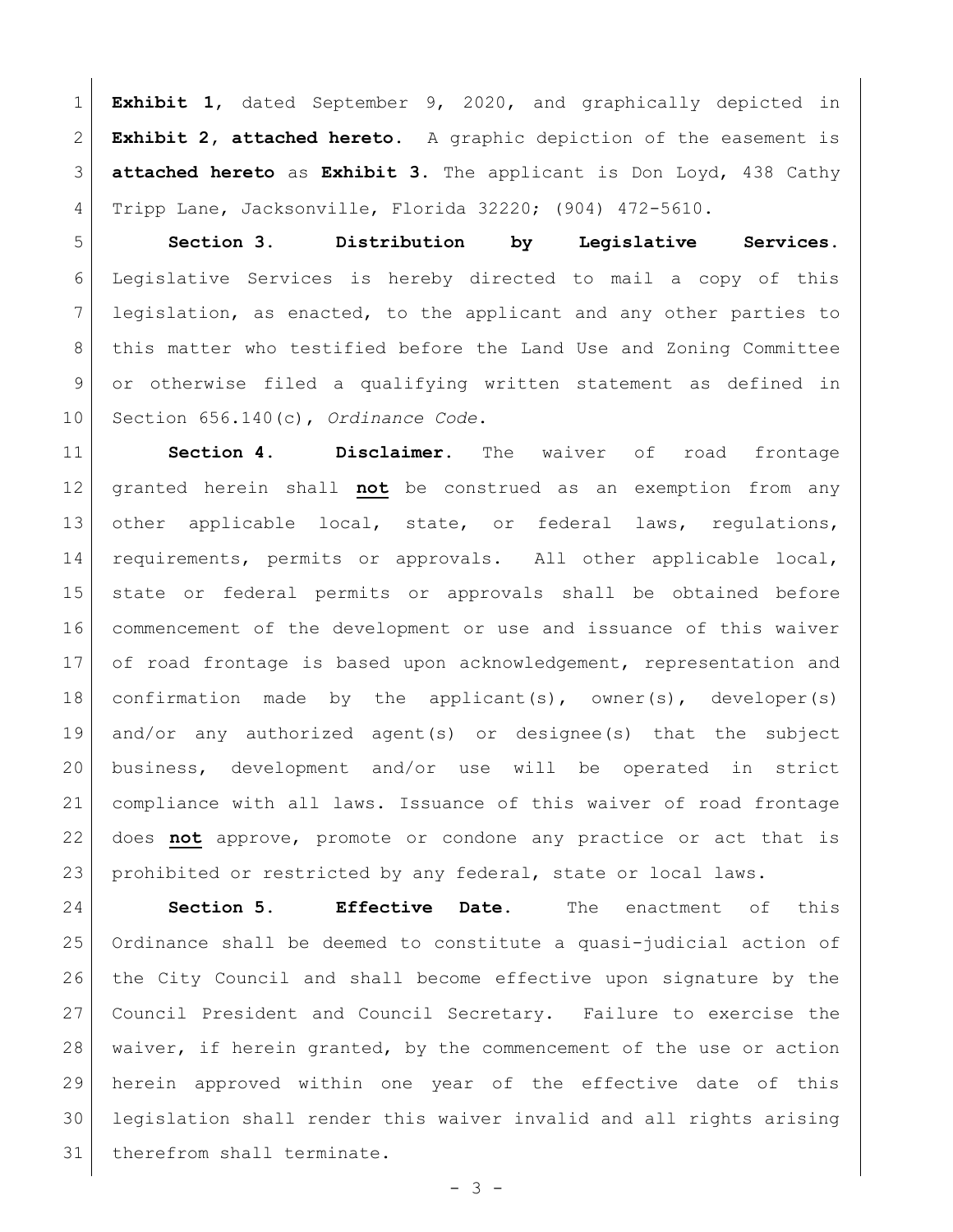**Exhibit 1**, dated September 9, 2020, and graphically depicted in **Exhibit 2, attached hereto**. A graphic depiction of the easement is **attached hereto** as **Exhibit 3**. The applicant is Don Loyd, 438 Cathy Tripp Lane, Jacksonville, Florida 32220; (904) 472-5610.

**Section 3. Distribution by Legislative Services.** Legislative Services is hereby directed to mail a copy of this legislation, as enacted, to the applicant and any other parties to this matter who testified before the Land Use and Zoning Committee or otherwise filed a qualifying written statement as defined in Section 656.140(c), *Ordinance Code*.

**Section 4. Disclaimer.** The waiver of road frontage granted herein shall **not** be construed as an exemption from any other applicable local, state, or federal laws, regulations, requirements, permits or approvals. All other applicable local, state or federal permits or approvals shall be obtained before commencement of the development or use and issuance of this waiver of road frontage is based upon acknowledgement, representation and confirmation made by the applicant(s), owner(s), developer(s) and/or any authorized agent(s) or designee(s) that the subject business, development and/or use will be operated in strict compliance with all laws. Issuance of this waiver of road frontage does **not** approve, promote or condone any practice or act that is prohibited or restricted by any federal, state or local laws.

**Section 5. Effective Date.** The enactment of this Ordinance shall be deemed to constitute a quasi-judicial action of the City Council and shall become effective upon signature by the Council President and Council Secretary. Failure to exercise the waiver, if herein granted, by the commencement of the use or action herein approved within one year of the effective date of this legislation shall render this waiver invalid and all rights arising therefrom shall terminate.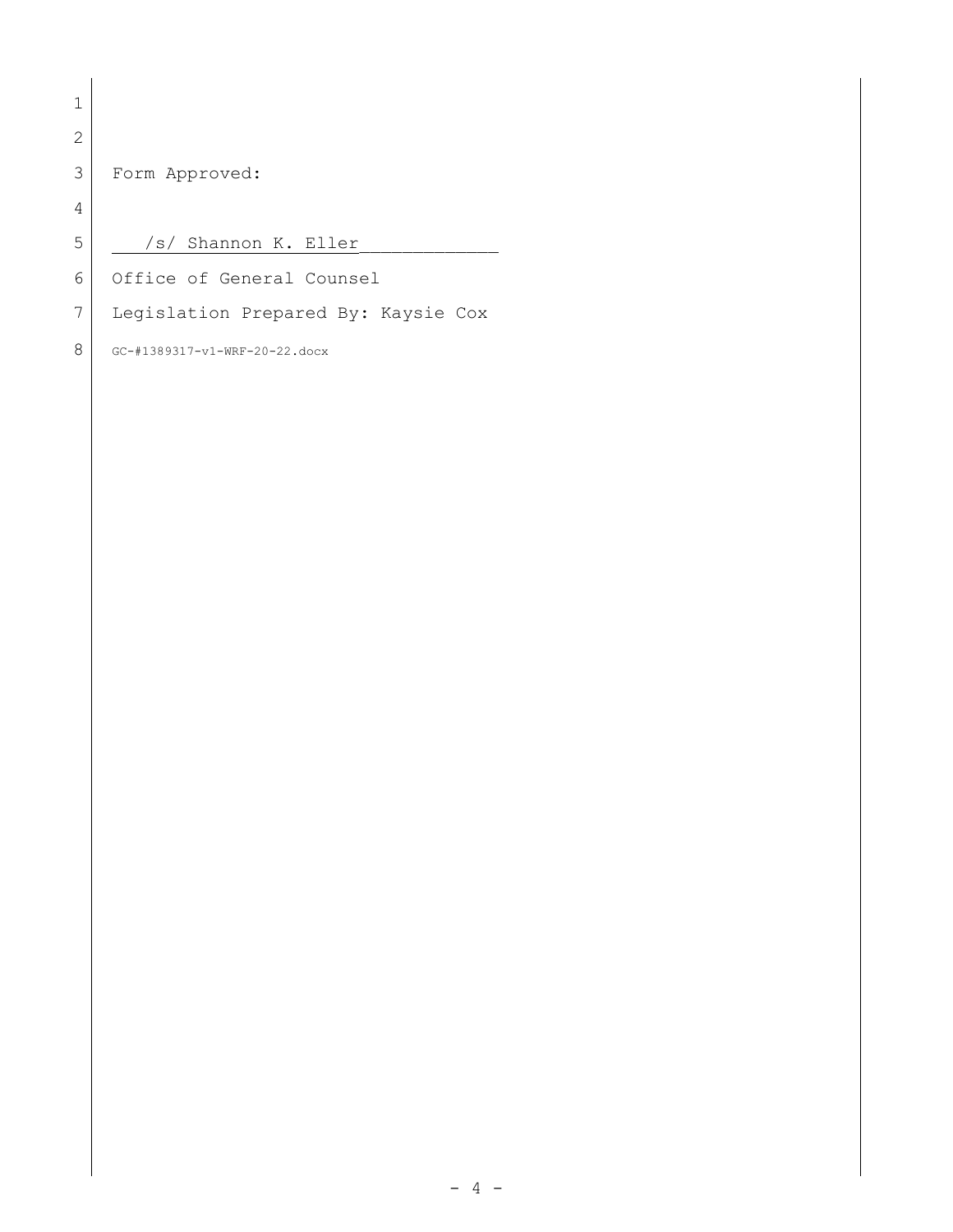Form Approved:

/s/ Shannon K. Eller

Office of General Counsel

Legislation Prepared By: Kaysie Cox

GC-#1389317-v1-WRF-20-22.docx